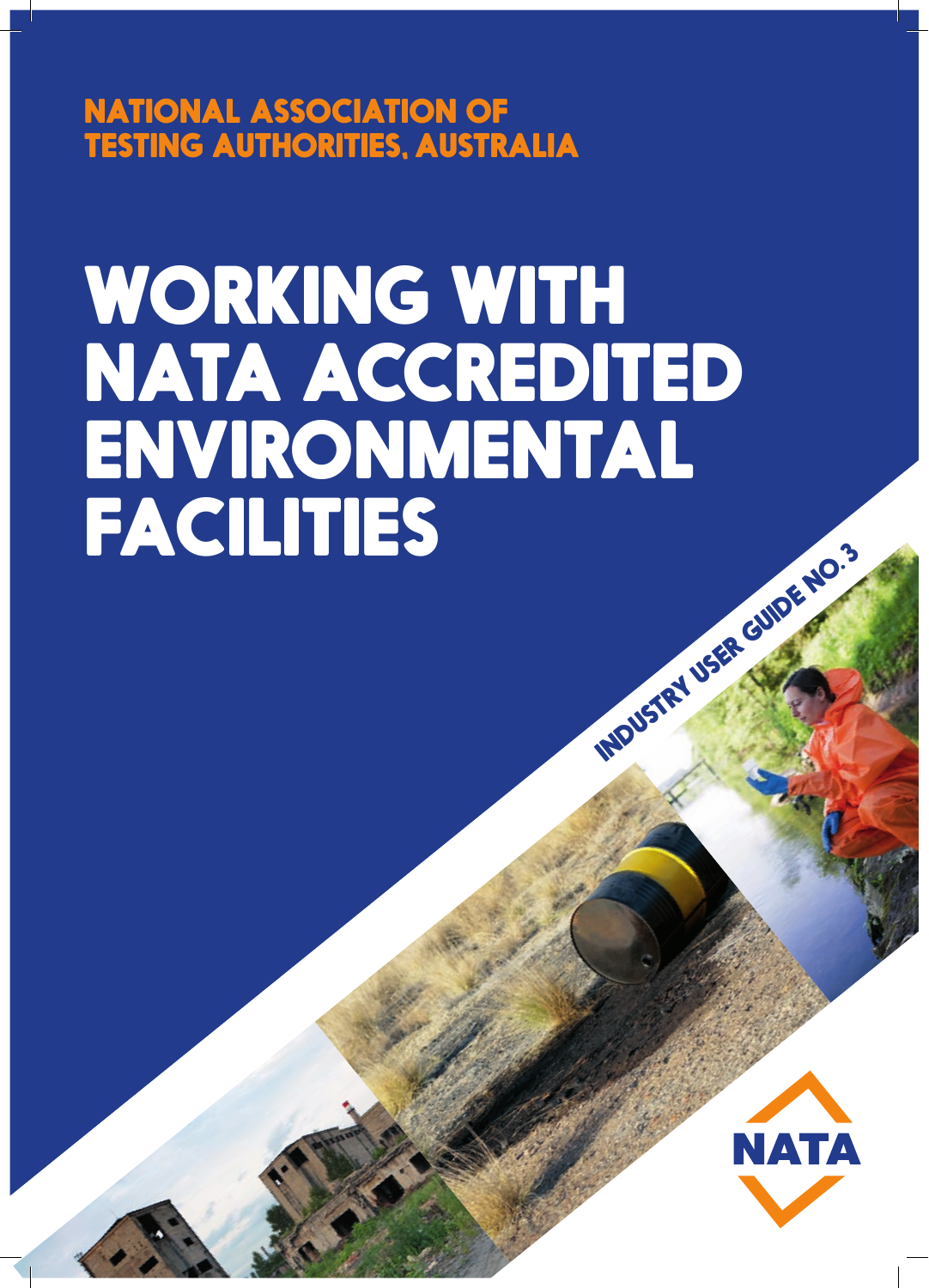NATIONAL ASSOCIATION OF TESTING AUTHORITIES, AUSTRALIA

# WORKING WITH NATA ACCREDITED ENVIRONMENTAL FACILITIES

INDUSTRY USER GUIDE NO. 3

NATA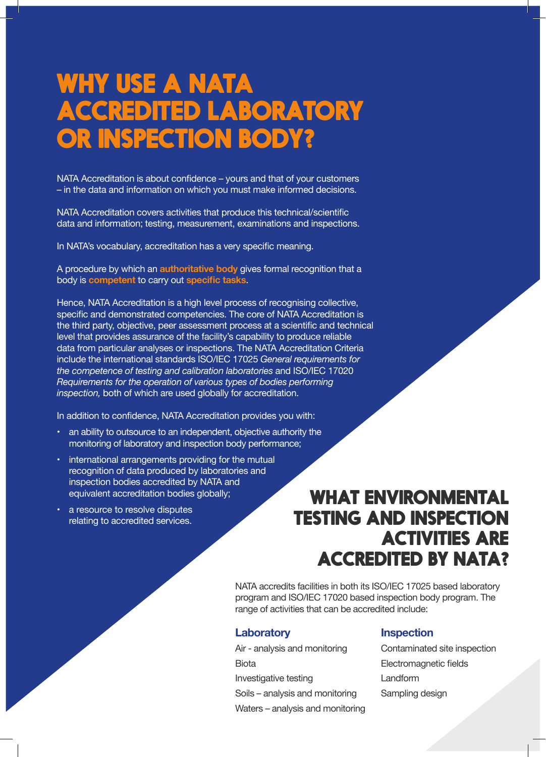# WHY USE A NATA ACCREDITED LABORATORY OR INSPECTION BODY?

NATA Accreditation is about confidence – yours and that of your customers – in the data and information on which you must make informed decisions.

NATA Accreditation covers activities that produce this technical/scientific data and information; testing, measurement, examinations and inspections.

In NATA's vocabulary, accreditation has a very specific meaning.

A procedure by which an **authoritative body** gives formal recognition that a body is **competent** to carry out **specific tasks**.

Hence, NATA Accreditation is a high level process of recognising collective, specific and demonstrated competencies. The core of NATA Accreditation is the third party, objective, peer assessment process at a scientific and technical level that provides assurance of the facility's capability to produce reliable data from particular analyses or inspections. The NATA Accreditation Criteria include the international standards ISO/IEC 17025 *General requirements for the competence of testing and calibration laboratories* and ISO/IEC 17020 *Requirements for the operation of various types of bodies performing inspection,* both of which are used globally for accreditation.

In addition to confidence, NATA Accreditation provides you with:

- an ability to outsource to an independent, objective authority the monitoring of laboratory and inspection body performance;
- international arrangements providing for the mutual recognition of data produced by laboratories and inspection bodies accredited by NATA and equivalent accreditation bodies globally;
- a resource to resolve disputes relating to accredited services.

# WHAT ENVIRONMENTAL TESTING AND INSPECTION ACTIVITIES ARE ACCREDITED BY NATA?

NATA accredits facilities in both its ISO/IEC 17025 based laboratory program and ISO/IEC 17020 based inspection body program. The range of activities that can be accredited include:

## Laboratory

Air - analysis and monitoring

Biota

Investigative testing

Soils – analysis and monitoring

Waters – analysis and monitoring

## Inspection

Contaminated site inspection

Electromagnetic fields

Landform

Sampling design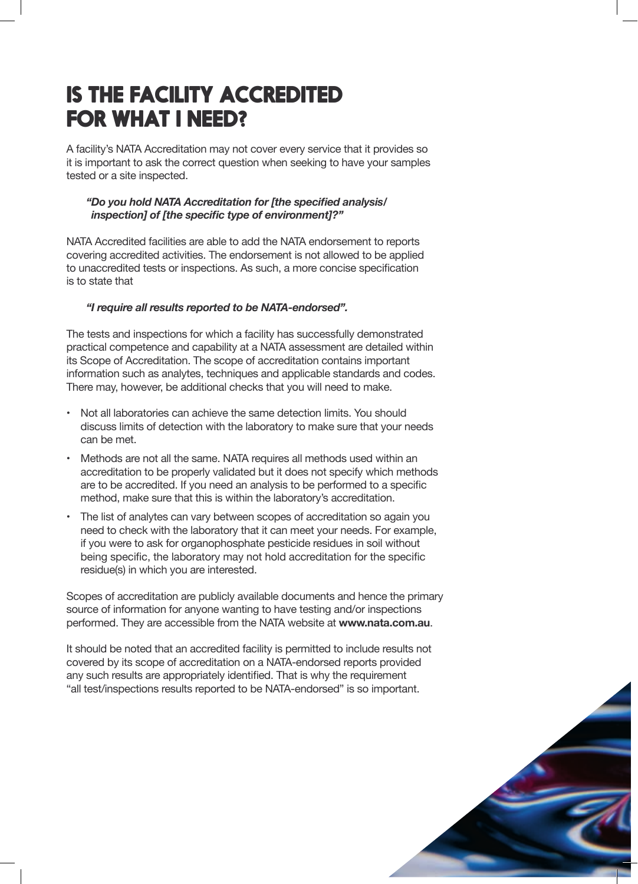# IS THE FACILITY ACCREDITED FOR WHAT I NEED?

A facility's NATA Accreditation may not cover every service that it provides so it is important to ask the correct question when seeking to have your samples tested or a site inspected.

> ***"Do you hold NATA Accreditation for [the specified analysis/ inspection] of [the specific type of environment]?"***

NATA Accredited facilities are able to add the NATA endorsement to reports covering accredited activities. The endorsement is not allowed to be applied to unaccredited tests or inspections. As such, a more concise specification is to state that

> ***"I require all results reported to be NATA-endorsed".***

The tests and inspections for which a facility has successfully demonstrated practical competence and capability at a NATA assessment are detailed within its Scope of Accreditation. The scope of accreditation contains important information such as analytes, techniques and applicable standards and codes. There may, however, be additional checks that you will need to make.

- Not all laboratories can achieve the same detection limits. You should discuss limits of detection with the laboratory to make sure that your needs can be met.
- Methods are not all the same. NATA requires all methods used within an accreditation to be properly validated but it does not specify which methods are to be accredited. If you need an analysis to be performed to a specific method, make sure that this is within the laboratory's accreditation.
- The list of analytes can vary between scopes of accreditation so again you need to check with the laboratory that it can meet your needs. For example, if you were to ask for organophosphate pesticide residues in soil without being specific, the laboratory may not hold accreditation for the specific residue(s) in which you are interested.

Scopes of accreditation are publicly available documents and hence the primary source of information for anyone wanting to have testing and/or inspections performed. They are accessible from the NATA website at **www.nata.com.au**.

It should be noted that an accredited facility is permitted to include results not covered by its scope of accreditation on a NATA-endorsed reports provided any such results are appropriately identified. That is why the requirement "all test/inspections results reported to be NATA-endorsed" is so important.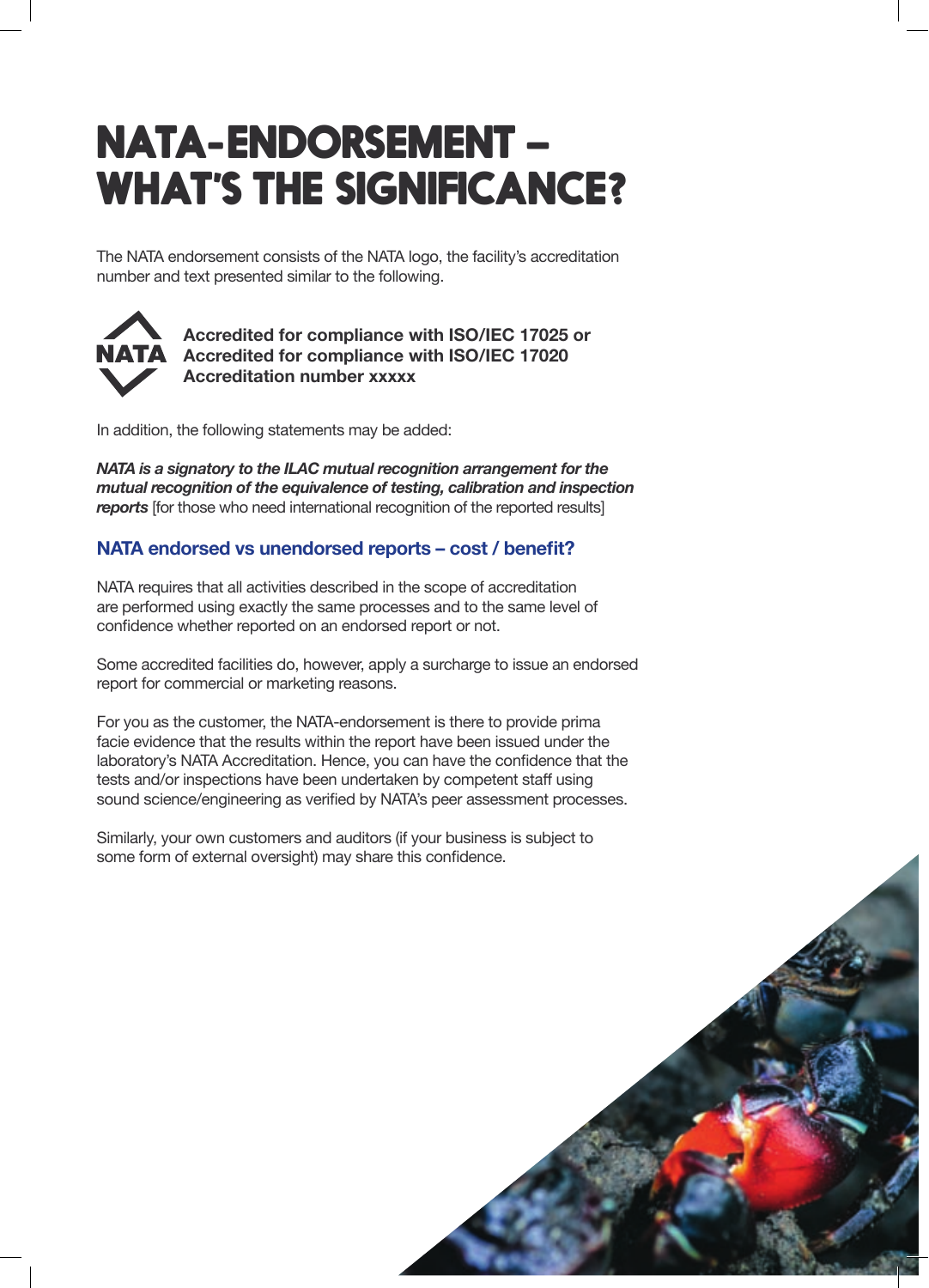# NATA-ENDORSEMENT – WHAT'S THE SIGNIFICANCE?

The NATA endorsement consists of the NATA logo, the facility's accreditation number and text presented similar to the following.

NATA

**Accredited for compliance with ISO/IEC 17025 or**
**Accredited for compliance with ISO/IEC 17020**
**Accreditation number xxxxx**

In addition, the following statements may be added:

***NATA is a signatory to the ILAC mutual recognition arrangement for the mutual recognition of the equivalence of testing, calibration and inspection reports*** [for those who need international recognition of the reported results]

## NATA endorsed vs unendorsed reports – cost / benefit?

NATA requires that all activities described in the scope of accreditation are performed using exactly the same processes and to the same level of confidence whether reported on an endorsed report or not.

Some accredited facilities do, however, apply a surcharge to issue an endorsed report for commercial or marketing reasons.

For you as the customer, the NATA-endorsement is there to provide prima facie evidence that the results within the report have been issued under the laboratory's NATA Accreditation. Hence, you can have the confidence that the tests and/or inspections have been undertaken by competent staff using sound science/engineering as verified by NATA's peer assessment processes.

Similarly, your own customers and auditors (if your business is subject to some form of external oversight) may share this confidence.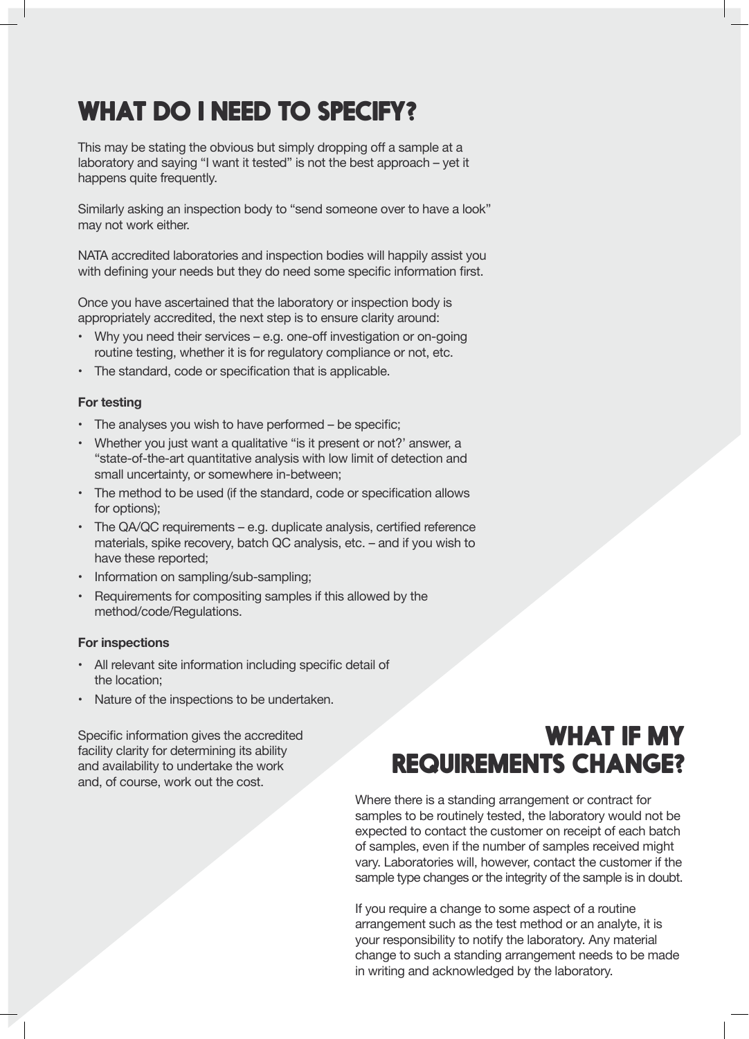# WHAT DO I NEED TO SPECIFY?

This may be stating the obvious but simply dropping off a sample at a laboratory and saying "I want it tested" is not the best approach – yet it happens quite frequently.

Similarly asking an inspection body to "send someone over to have a look" may not work either.

NATA accredited laboratories and inspection bodies will happily assist you with defining your needs but they do need some specific information first.

Once you have ascertained that the laboratory or inspection body is appropriately accredited, the next step is to ensure clarity around:

- Why you need their services – e.g. one-off investigation or on-going routine testing, whether it is for regulatory compliance or not, etc.
- The standard, code or specification that is applicable.

**For testing**

- The analyses you wish to have performed – be specific;
- Whether you just want a qualitative "is it present or not?' answer, a "state-of-the-art quantitative analysis with low limit of detection and small uncertainty, or somewhere in-between;
- The method to be used (if the standard, code or specification allows for options);
- The QA/QC requirements – e.g. duplicate analysis, certified reference materials, spike recovery, batch QC analysis, etc. – and if you wish to have these reported;
- Information on sampling/sub-sampling;
- Requirements for compositing samples if this allowed by the method/code/Regulations.

**For inspections**

- All relevant site information including specific detail of the location;
- Nature of the inspections to be undertaken.

Specific information gives the accredited facility clarity for determining its ability and availability to undertake the work and, of course, work out the cost.

# WHAT IF MY REQUIREMENTS CHANGE?

Where there is a standing arrangement or contract for samples to be routinely tested, the laboratory would not be expected to contact the customer on receipt of each batch of samples, even if the number of samples received might vary. Laboratories will, however, contact the customer if the sample type changes or the integrity of the sample is in doubt.

If you require a change to some aspect of a routine arrangement such as the test method or an analyte, it is your responsibility to notify the laboratory. Any material change to such a standing arrangement needs to be made in writing and acknowledged by the laboratory.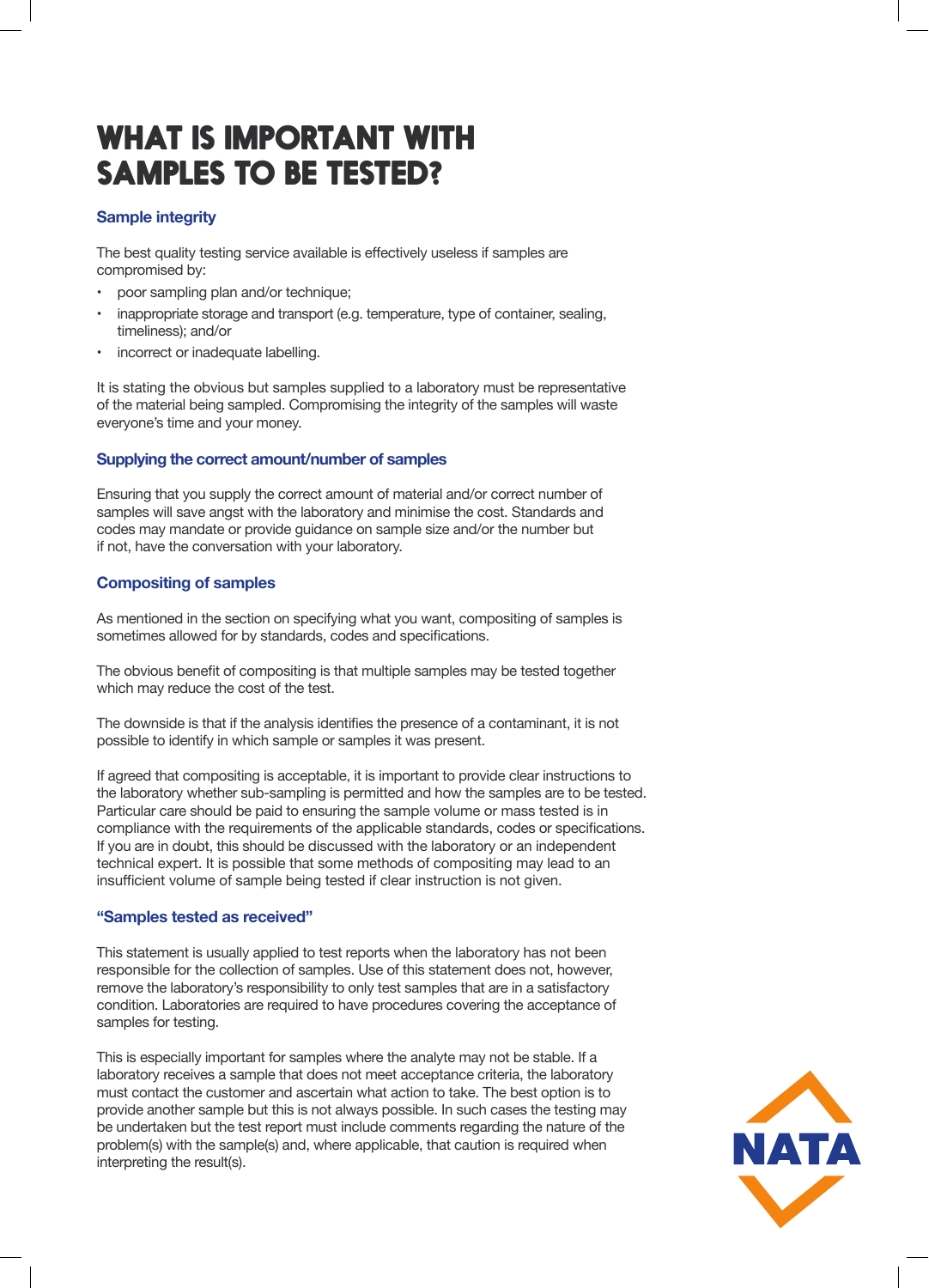# WHAT IS IMPORTANT WITH SAMPLES TO BE TESTED?

### Sample integrity

The best quality testing service available is effectively useless if samples are compromised by:

- poor sampling plan and/or technique;
- inappropriate storage and transport (e.g. temperature, type of container, sealing, timeliness); and/or
- incorrect or inadequate labelling.

It is stating the obvious but samples supplied to a laboratory must be representative of the material being sampled. Compromising the integrity of the samples will waste everyone's time and your money.

### Supplying the correct amount/number of samples

Ensuring that you supply the correct amount of material and/or correct number of samples will save angst with the laboratory and minimise the cost. Standards and codes may mandate or provide guidance on sample size and/or the number but if not, have the conversation with your laboratory.

### Compositing of samples

As mentioned in the section on specifying what you want, compositing of samples is sometimes allowed for by standards, codes and specifications.

The obvious benefit of compositing is that multiple samples may be tested together which may reduce the cost of the test.

The downside is that if the analysis identifies the presence of a contaminant, it is not possible to identify in which sample or samples it was present.

If agreed that compositing is acceptable, it is important to provide clear instructions to the laboratory whether sub-sampling is permitted and how the samples are to be tested. Particular care should be paid to ensuring the sample volume or mass tested is in compliance with the requirements of the applicable standards, codes or specifications. If you are in doubt, this should be discussed with the laboratory or an independent technical expert. It is possible that some methods of compositing may lead to an insufficient volume of sample being tested if clear instruction is not given.

### "Samples tested as received"

This statement is usually applied to test reports when the laboratory has not been responsible for the collection of samples. Use of this statement does not, however, remove the laboratory's responsibility to only test samples that are in a satisfactory condition. Laboratories are required to have procedures covering the acceptance of samples for testing.

This is especially important for samples where the analyte may not be stable. If a laboratory receives a sample that does not meet acceptance criteria, the laboratory must contact the customer and ascertain what action to take. The best option is to provide another sample but this is not always possible. In such cases the testing may be undertaken but the test report must include comments regarding the nature of the problem(s) with the sample(s) and, where applicable, that caution is required when interpreting the result(s).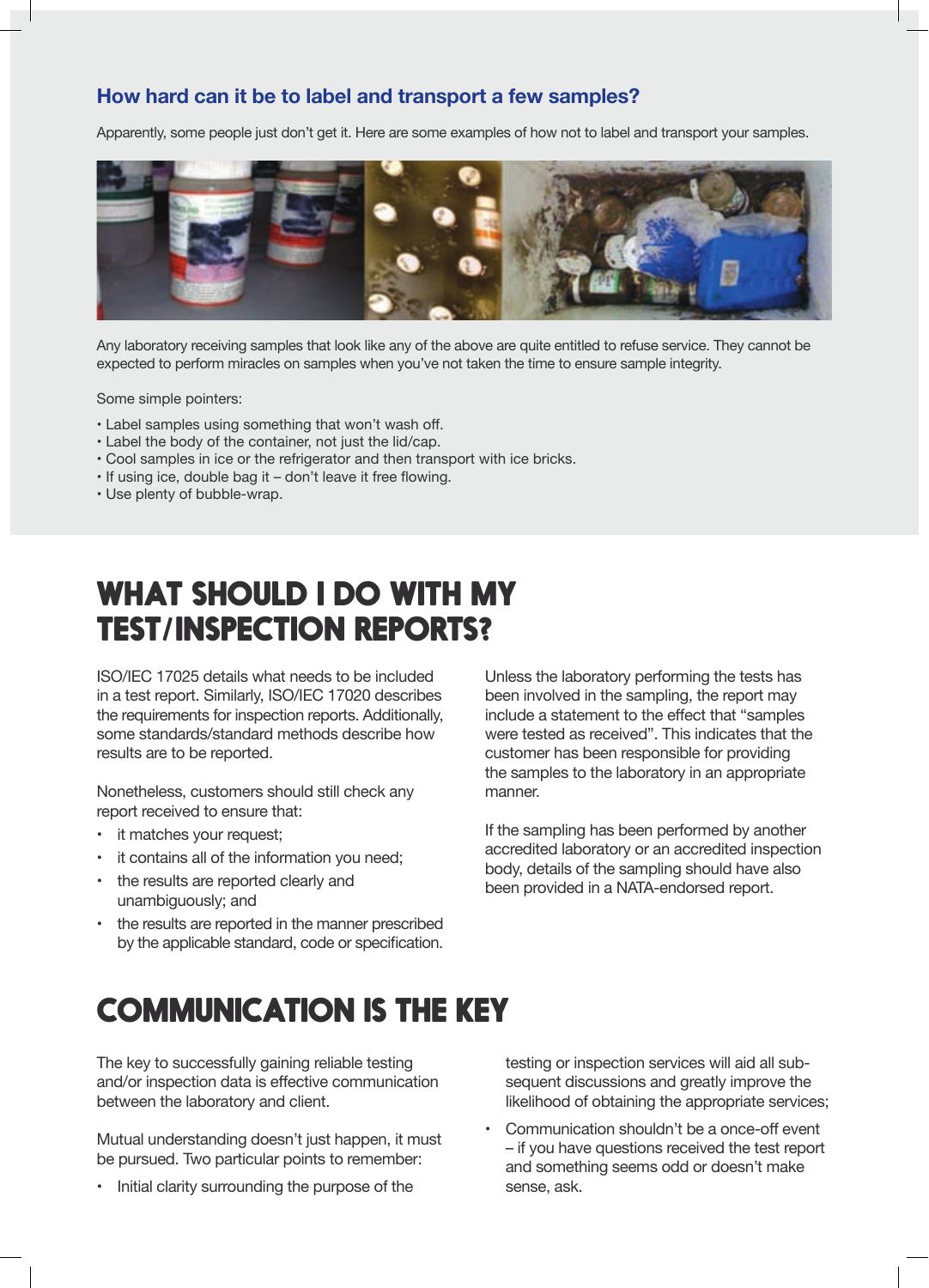### How hard can it be to label and transport a few samples?

Apparently, some people just don't get it. Here are some examples of how not to label and transport your samples.

Any laboratory receiving samples that look like any of the above are quite entitled to refuse service. They cannot be expected to perform miracles on samples when you've not taken the time to ensure sample integrity.

Some simple pointers:

- Label samples using something that won't wash off.
- Label the body of the container, not just the lid/cap.
- Cool samples in ice or the refrigerator and then transport with ice bricks.
- If using ice, double bag it – don't leave it free flowing.
- Use plenty of bubble-wrap.

## WHAT SHOULD I DO WITH MY TEST/INSPECTION REPORTS?

ISO/IEC 17025 details what needs to be included in a test report. Similarly, ISO/IEC 17020 describes the requirements for inspection reports. Additionally, some standards/standard methods describe how results are to be reported.

Nonetheless, customers should still check any report received to ensure that:

- it matches your request;
- it contains all of the information you need;
- the results are reported clearly and unambiguously; and
- the results are reported in the manner prescribed by the applicable standard, code or specification.

Unless the laboratory performing the tests has been involved in the sampling, the report may include a statement to the effect that "samples were tested as received". This indicates that the customer has been responsible for providing the samples to the laboratory in an appropriate manner.

If the sampling has been performed by another accredited laboratory or an accredited inspection body, details of the sampling should have also been provided in a NATA-endorsed report.

## COMMUNICATION IS THE KEY

The key to successfully gaining reliable testing and/or inspection data is effective communication between the laboratory and client.

Mutual understanding doesn't just happen, it must be pursued. Two particular points to remember:

- Initial clarity surrounding the purpose of the testing or inspection services will aid all subsequent discussions and greatly improve the likelihood of obtaining the appropriate services;
- Communication shouldn't be a once-off event – if you have questions received the test report and something seems odd or doesn't make sense, ask.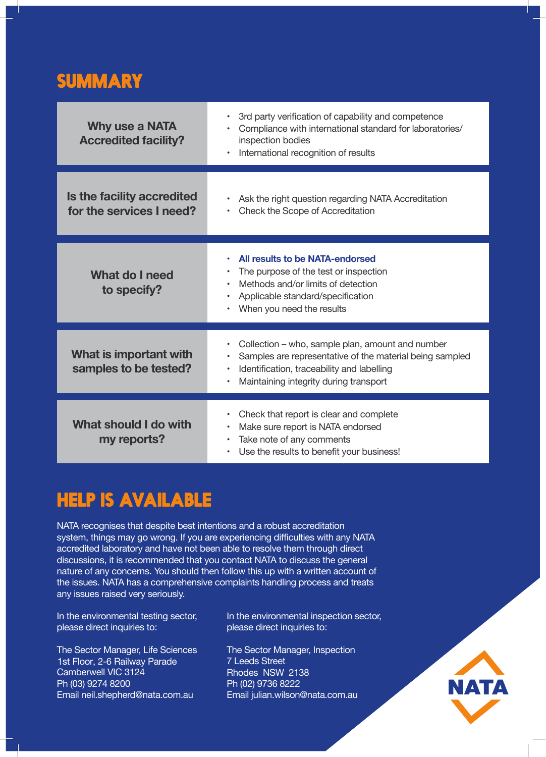## SUMMARY

| | |
|---|---|
| **Why use a NATA Accredited facility?** | • 3rd party verification of capability and competence<br>• Compliance with international standard for laboratories/ inspection bodies<br>• International recognition of results |
| **Is the facility accredited for the services I need?** | • Ask the right question regarding NATA Accreditation<br>• Check the Scope of Accreditation |
| **What do I need to specify?** | • **All results to be NATA-endorsed**<br>• The purpose of the test or inspection<br>• Methods and/or limits of detection<br>• Applicable standard/specification<br>• When you need the results |
| **What is important with samples to be tested?** | • Collection – who, sample plan, amount and number<br>• Samples are representative of the material being sampled<br>• Identification, traceability and labelling<br>• Maintaining integrity during transport |
| **What should I do with my reports?** | • Check that report is clear and complete<br>• Make sure report is NATA endorsed<br>• Take note of any comments<br>• Use the results to benefit your business! |

## HELP IS AVAILABLE

NATA recognises that despite best intentions and a robust accreditation system, things may go wrong. If you are experiencing difficulties with any NATA accredited laboratory and have not been able to resolve them through direct discussions, it is recommended that you contact NATA to discuss the general nature of any concerns. You should then follow this up with a written account of the issues. NATA has a comprehensive complaints handling process and treats any issues raised very seriously.

In the environmental testing sector, please direct inquiries to:

The Sector Manager, Life Sciences
1st Floor, 2-6 Railway Parade
Camberwell VIC 3124
Ph (03) 9274 8200
Email neil.shepherd@nata.com.au

In the environmental inspection sector, please direct inquiries to:

The Sector Manager, Inspection
7 Leeds Street
Rhodes NSW 2138
Ph (02) 9736 8222
Email julian.wilson@nata.com.au

NATA